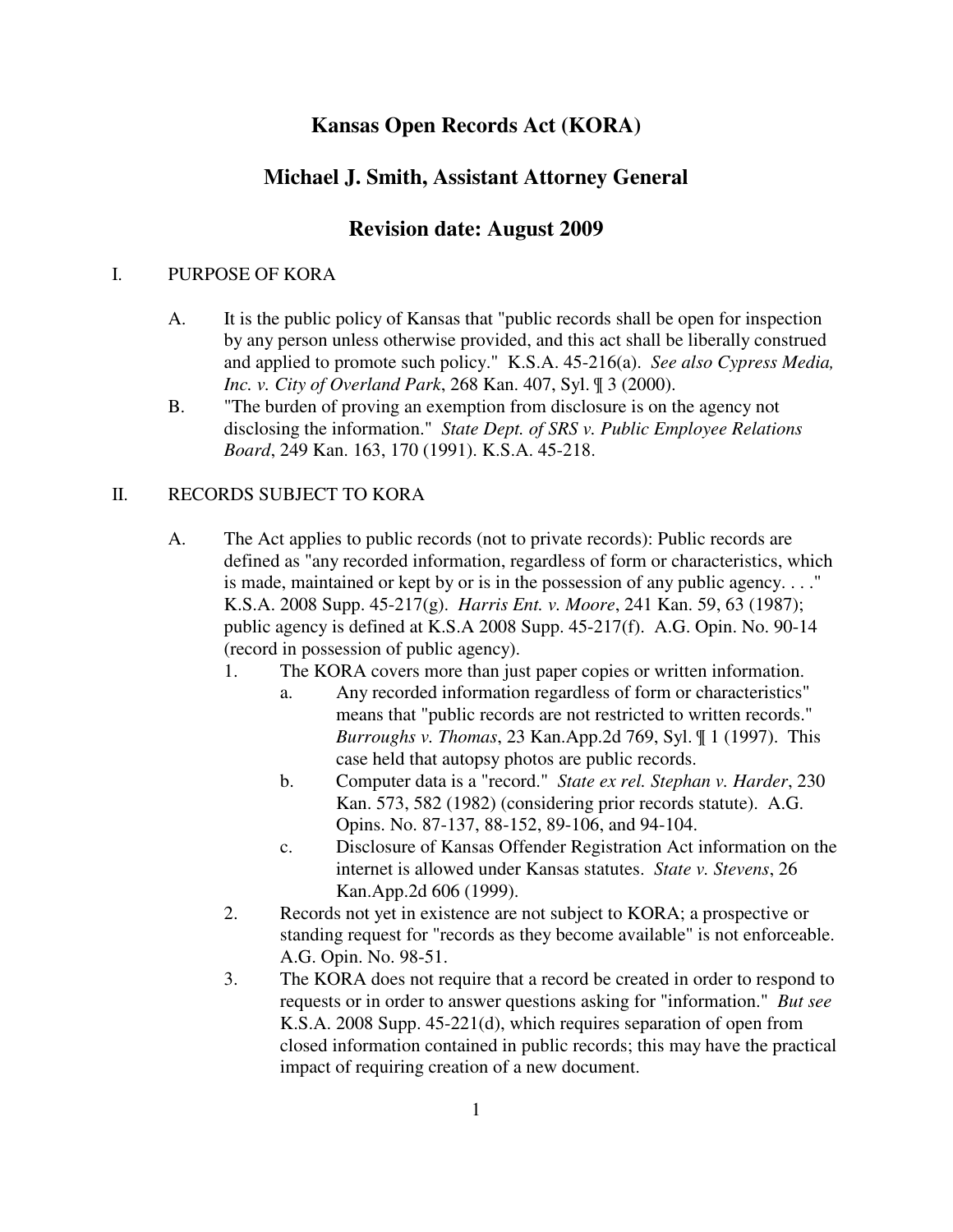# Kansas Open Records Act (KORA)

## Michael J. Smith, Assistant Attorney General

## Revision date: August 2009

I. PURPOSE OF KORA

A. It is the public policy of Kansas that "public records shall be open for inspection by any person unless otherwise provided, and this act shall be liberally construed and applied to promote such policy." K.S.A. 45-216(a). *See also Cypress Media, Inc. v. City of Overland Park*, 268 Kan. 407, Syl. ¶ 3 (2000).

B. "The burden of proving an exemption from disclosure is on the agency not disclosing the information." *State Dept. of SRS v. Public Employee Relations Board*, 249 Kan. 163, 170 (1991). K.S.A. 45-218.

II. RECORDS SUBJECT TO KORA

A. The Act applies to public records (not to private records): Public records are defined as "any recorded information, regardless of form or characteristics, which is made, maintained or kept by or is in the possession of any public agency. . . ." K.S.A. 2008 Supp. 45-217(g). *Harris Ent. v. Moore*, 241 Kan. 59, 63 (1987); public agency is defined at K.S.A 2008 Supp. 45-217(f). A.G. Opin. No. 90-14 (record in possession of public agency).

1. The KORA covers more than just paper copies or written information.
   a. Any recorded information regardless of form or characteristics" means that "public records are not restricted to written records." *Burroughs v. Thomas*, 23 Kan.App.2d 769, Syl. ¶ 1 (1997). This case held that autopsy photos are public records.
   b. Computer data is a "record." *State ex rel. Stephan v. Harder*, 230 Kan. 573, 582 (1982) (considering prior records statute). A.G. Opins. No. 87-137, 88-152, 89-106, and 94-104.
   c. Disclosure of Kansas Offender Registration Act information on the internet is allowed under Kansas statutes. *State v. Stevens*, 26 Kan.App.2d 606 (1999).
2. Records not yet in existence are not subject to KORA; a prospective or standing request for "records as they become available" is not enforceable. A.G. Opin. No. 98-51.
3. The KORA does not require that a record be created in order to respond to requests or in order to answer questions asking for "information." *But see* K.S.A. 2008 Supp. 45-221(d), which requires separation of open from closed information contained in public records; this may have the practical impact of requiring creation of a new document.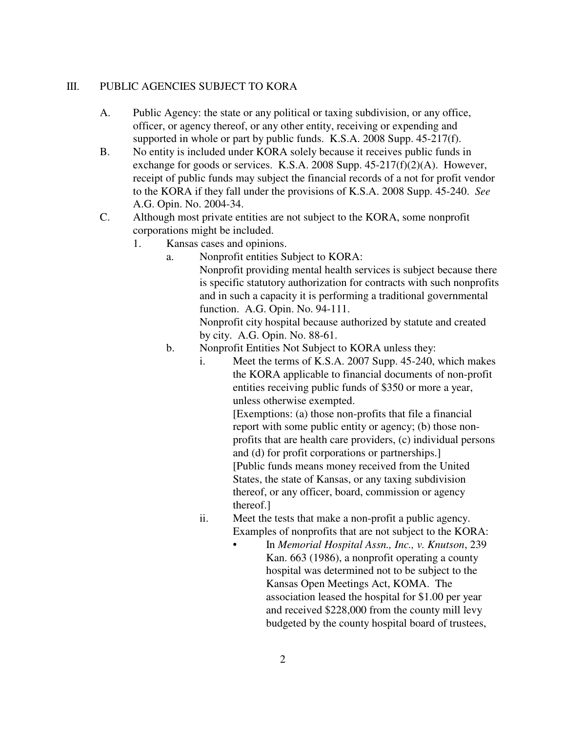## III. PUBLIC AGENCIES SUBJECT TO KORA

A. Public Agency: the state or any political or taxing subdivision, or any office, officer, or agency thereof, or any other entity, receiving or expending and supported in whole or part by public funds. K.S.A. 2008 Supp. 45-217(f).

B. No entity is included under KORA solely because it receives public funds in exchange for goods or services. K.S.A. 2008 Supp. 45-217(f)(2)(A). However, receipt of public funds may subject the financial records of a not for profit vendor to the KORA if they fall under the provisions of K.S.A. 2008 Supp. 45-240. *See* A.G. Opin. No. 2004-34.

C. Although most private entities are not subject to the KORA, some nonprofit corporations might be included.

1. Kansas cases and opinions.

   a. Nonprofit entities Subject to KORA:
      Nonprofit providing mental health services is subject because there is specific statutory authorization for contracts with such nonprofits and in such a capacity it is performing a traditional governmental function. A.G. Opin. No. 94-111.
      Nonprofit city hospital because authorized by statute and created by city. A.G. Opin. No. 88-61.

   b. Nonprofit Entities Not Subject to KORA unless they:

      i. Meet the terms of K.S.A. 2007 Supp. 45-240, which makes the KORA applicable to financial documents of non-profit entities receiving public funds of $350 or more a year, unless otherwise exempted.
         [Exemptions: (a) those non-profits that file a financial report with some public entity or agency; (b) those non-profits that are health care providers, (c) individual persons and (d) for profit corporations or partnerships.]
         [Public funds means money received from the United States, the state of Kansas, or any taxing subdivision thereof, or any officer, board, commission or agency thereof.]

      ii. Meet the tests that make a non-profit a public agency. Examples of nonprofits that are not subject to the KORA:

         - In *Memorial Hospital Assn., Inc., v. Knutson*, 239 Kan. 663 (1986), a nonprofit operating a county hospital was determined not to be subject to the Kansas Open Meetings Act, KOMA. The association leased the hospital for $1.00 per year and received $228,000 from the county mill levy budgeted by the county hospital board of trustees,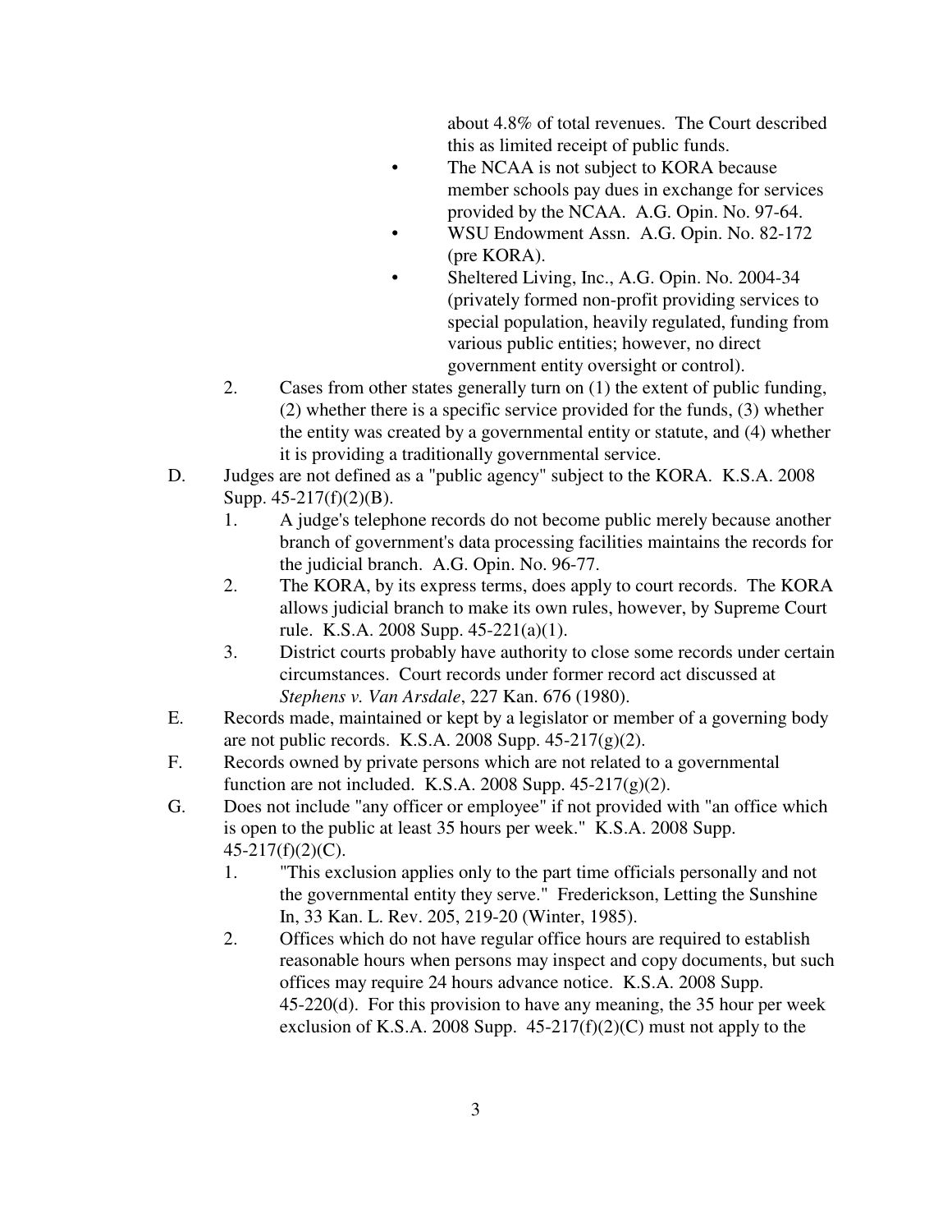about 4.8% of total revenues. The Court described this as limited receipt of public funds.

- The NCAA is not subject to KORA because member schools pay dues in exchange for services provided by the NCAA. A.G. Opin. No. 97-64.
- WSU Endowment Assn. A.G. Opin. No. 82-172 (pre KORA).
- Sheltered Living, Inc., A.G. Opin. No. 2004-34 (privately formed non-profit providing services to special population, heavily regulated, funding from various public entities; however, no direct government entity oversight or control).

2. Cases from other states generally turn on (1) the extent of public funding, (2) whether there is a specific service provided for the funds, (3) whether the entity was created by a governmental entity or statute, and (4) whether it is providing a traditionally governmental service.

D. Judges are not defined as a "public agency" subject to the KORA. K.S.A. 2008 Supp. 45-217(f)(2)(B).

1. A judge's telephone records do not become public merely because another branch of government's data processing facilities maintains the records for the judicial branch. A.G. Opin. No. 96-77.
2. The KORA, by its express terms, does apply to court records. The KORA allows judicial branch to make its own rules, however, by Supreme Court rule. K.S.A. 2008 Supp. 45-221(a)(1).
3. District courts probably have authority to close some records under certain circumstances. Court records under former record act discussed at *Stephens v. Van Arsdale*, 227 Kan. 676 (1980).

E. Records made, maintained or kept by a legislator or member of a governing body are not public records. K.S.A. 2008 Supp. 45-217(g)(2).

F. Records owned by private persons which are not related to a governmental function are not included. K.S.A. 2008 Supp. 45-217(g)(2).

G. Does not include "any officer or employee" if not provided with "an office which is open to the public at least 35 hours per week." K.S.A. 2008 Supp. 45-217(f)(2)(C).

1. "This exclusion applies only to the part time officials personally and not the governmental entity they serve." Frederickson, Letting the Sunshine In, 33 Kan. L. Rev. 205, 219-20 (Winter, 1985).
2. Offices which do not have regular office hours are required to establish reasonable hours when persons may inspect and copy documents, but such offices may require 24 hours advance notice. K.S.A. 2008 Supp. 45-220(d). For this provision to have any meaning, the 35 hour per week exclusion of K.S.A. 2008 Supp. 45-217(f)(2)(C) must not apply to the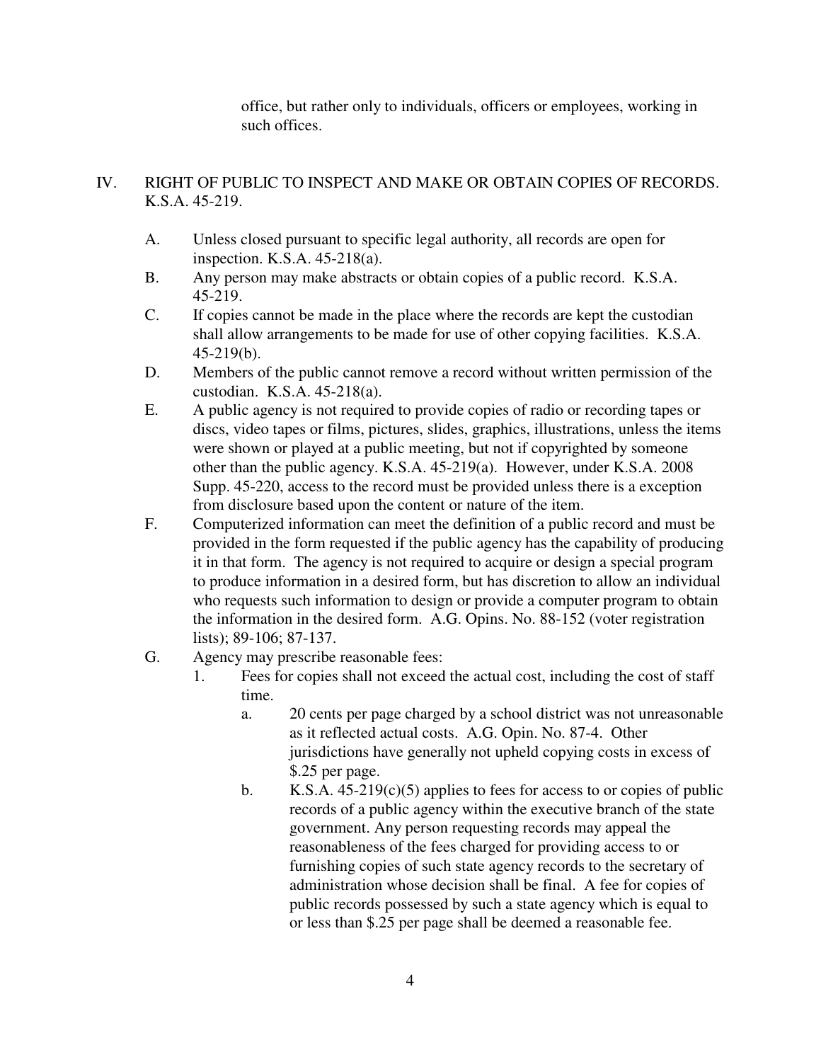office, but rather only to individuals, officers or employees, working in such offices.

IV. RIGHT OF PUBLIC TO INSPECT AND MAKE OR OBTAIN COPIES OF RECORDS. K.S.A. 45-219.

A. Unless closed pursuant to specific legal authority, all records are open for inspection. K.S.A. 45-218(a).

B. Any person may make abstracts or obtain copies of a public record. K.S.A. 45-219.

C. If copies cannot be made in the place where the records are kept the custodian shall allow arrangements to be made for use of other copying facilities. K.S.A. 45-219(b).

D. Members of the public cannot remove a record without written permission of the custodian. K.S.A. 45-218(a).

E. A public agency is not required to provide copies of radio or recording tapes or discs, video tapes or films, pictures, slides, graphics, illustrations, unless the items were shown or played at a public meeting, but not if copyrighted by someone other than the public agency. K.S.A. 45-219(a). However, under K.S.A. 2008 Supp. 45-220, access to the record must be provided unless there is a exception from disclosure based upon the content or nature of the item.

F. Computerized information can meet the definition of a public record and must be provided in the form requested if the public agency has the capability of producing it in that form. The agency is not required to acquire or design a special program to produce information in a desired form, but has discretion to allow an individual who requests such information to design or provide a computer program to obtain the information in the desired form. A.G. Opins. No. 88-152 (voter registration lists); 89-106; 87-137.

G. Agency may prescribe reasonable fees:

   1. Fees for copies shall not exceed the actual cost, including the cost of staff time.

      a. 20 cents per page charged by a school district was not unreasonable as it reflected actual costs. A.G. Opin. No. 87-4. Other jurisdictions have generally not upheld copying costs in excess of $.25 per page.

      b. K.S.A. 45-219(c)(5) applies to fees for access to or copies of public records of a public agency within the executive branch of the state government. Any person requesting records may appeal the reasonableness of the fees charged for providing access to or furnishing copies of such state agency records to the secretary of administration whose decision shall be final. A fee for copies of public records possessed by such a state agency which is equal to or less than $.25 per page shall be deemed a reasonable fee.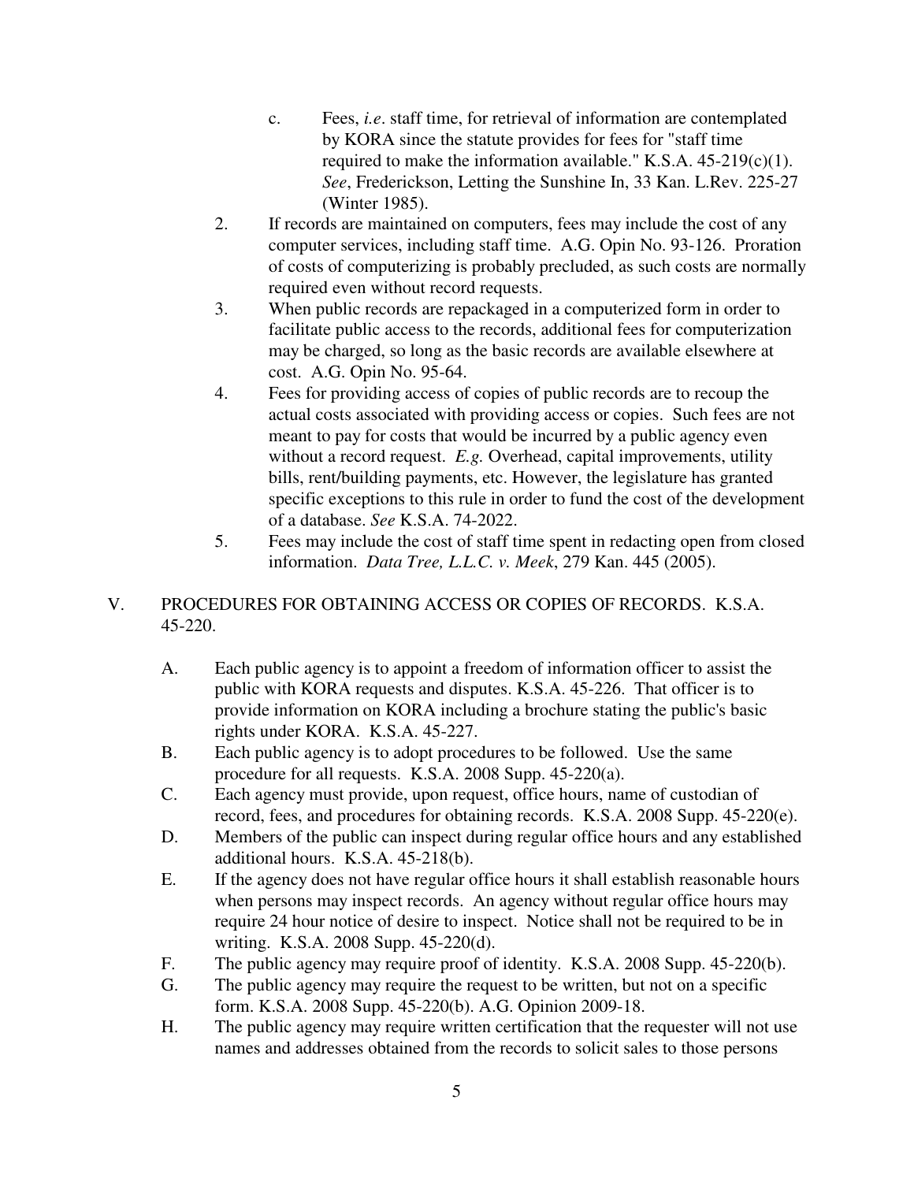c. Fees, *i.e*. staff time, for retrieval of information are contemplated by KORA since the statute provides for fees for "staff time required to make the information available." K.S.A. 45-219(c)(1). *See*, Frederickson, Letting the Sunshine In, 33 Kan. L.Rev. 225-27 (Winter 1985).

2. If records are maintained on computers, fees may include the cost of any computer services, including staff time. A.G. Opin No. 93-126. Proration of costs of computerizing is probably precluded, as such costs are normally required even without record requests.

3. When public records are repackaged in a computerized form in order to facilitate public access to the records, additional fees for computerization may be charged, so long as the basic records are available elsewhere at cost. A.G. Opin No. 95-64.

4. Fees for providing access of copies of public records are to recoup the actual costs associated with providing access or copies. Such fees are not meant to pay for costs that would be incurred by a public agency even without a record request. *E.g.* Overhead, capital improvements, utility bills, rent/building payments, etc. However, the legislature has granted specific exceptions to this rule in order to fund the cost of the development of a database. *See* K.S.A. 74-2022.

5. Fees may include the cost of staff time spent in redacting open from closed information. *Data Tree, L.L.C. v. Meek*, 279 Kan. 445 (2005).

## V. PROCEDURES FOR OBTAINING ACCESS OR COPIES OF RECORDS. K.S.A. 45-220.

A. Each public agency is to appoint a freedom of information officer to assist the public with KORA requests and disputes. K.S.A. 45-226. That officer is to provide information on KORA including a brochure stating the public's basic rights under KORA. K.S.A. 45-227.

B. Each public agency is to adopt procedures to be followed. Use the same procedure for all requests. K.S.A. 2008 Supp. 45-220(a).

C. Each agency must provide, upon request, office hours, name of custodian of record, fees, and procedures for obtaining records. K.S.A. 2008 Supp. 45-220(e).

D. Members of the public can inspect during regular office hours and any established additional hours. K.S.A. 45-218(b).

E. If the agency does not have regular office hours it shall establish reasonable hours when persons may inspect records. An agency without regular office hours may require 24 hour notice of desire to inspect. Notice shall not be required to be in writing. K.S.A. 2008 Supp. 45-220(d).

F. The public agency may require proof of identity. K.S.A. 2008 Supp. 45-220(b).

G. The public agency may require the request to be written, but not on a specific form. K.S.A. 2008 Supp. 45-220(b). A.G. Opinion 2009-18.

H. The public agency may require written certification that the requester will not use names and addresses obtained from the records to solicit sales to those persons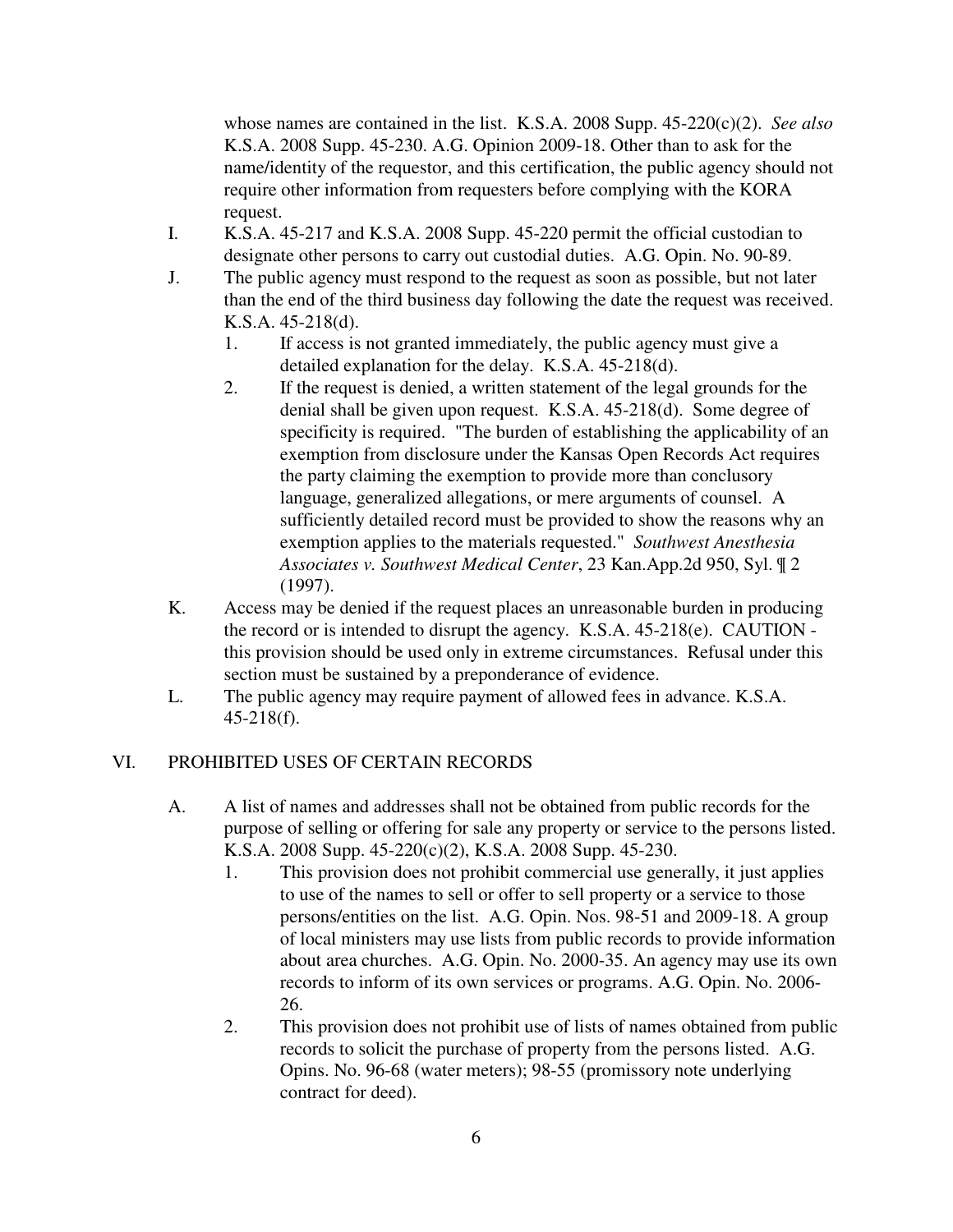whose names are contained in the list. K.S.A. 2008 Supp. 45-220(c)(2). *See also* K.S.A. 2008 Supp. 45-230. A.G. Opinion 2009-18. Other than to ask for the name/identity of the requestor, and this certification, the public agency should not require other information from requesters before complying with the KORA request.

I. K.S.A. 45-217 and K.S.A. 2008 Supp. 45-220 permit the official custodian to designate other persons to carry out custodial duties. A.G. Opin. No. 90-89.

J. The public agency must respond to the request as soon as possible, but not later than the end of the third business day following the date the request was received. K.S.A. 45-218(d).
   1. If access is not granted immediately, the public agency must give a detailed explanation for the delay. K.S.A. 45-218(d).
   2. If the request is denied, a written statement of the legal grounds for the denial shall be given upon request. K.S.A. 45-218(d). Some degree of specificity is required. "The burden of establishing the applicability of an exemption from disclosure under the Kansas Open Records Act requires the party claiming the exemption to provide more than conclusory language, generalized allegations, or mere arguments of counsel. A sufficiently detailed record must be provided to show the reasons why an exemption applies to the materials requested." *Southwest Anesthesia Associates v. Southwest Medical Center*, 23 Kan.App.2d 950, Syl. ¶ 2 (1997).

K. Access may be denied if the request places an unreasonable burden in producing the record or is intended to disrupt the agency. K.S.A. 45-218(e). CAUTION - this provision should be used only in extreme circumstances. Refusal under this section must be sustained by a preponderance of evidence.

L. The public agency may require payment of allowed fees in advance. K.S.A. 45-218(f).

## VI. PROHIBITED USES OF CERTAIN RECORDS

A. A list of names and addresses shall not be obtained from public records for the purpose of selling or offering for sale any property or service to the persons listed. K.S.A. 2008 Supp. 45-220(c)(2), K.S.A. 2008 Supp. 45-230.
   1. This provision does not prohibit commercial use generally, it just applies to use of the names to sell or offer to sell property or a service to those persons/entities on the list. A.G. Opin. Nos. 98-51 and 2009-18. A group of local ministers may use lists from public records to provide information about area churches. A.G. Opin. No. 2000-35. An agency may use its own records to inform of its own services or programs. A.G. Opin. No. 2006-26.
   2. This provision does not prohibit use of lists of names obtained from public records to solicit the purchase of property from the persons listed. A.G. Opins. No. 96-68 (water meters); 98-55 (promissory note underlying contract for deed).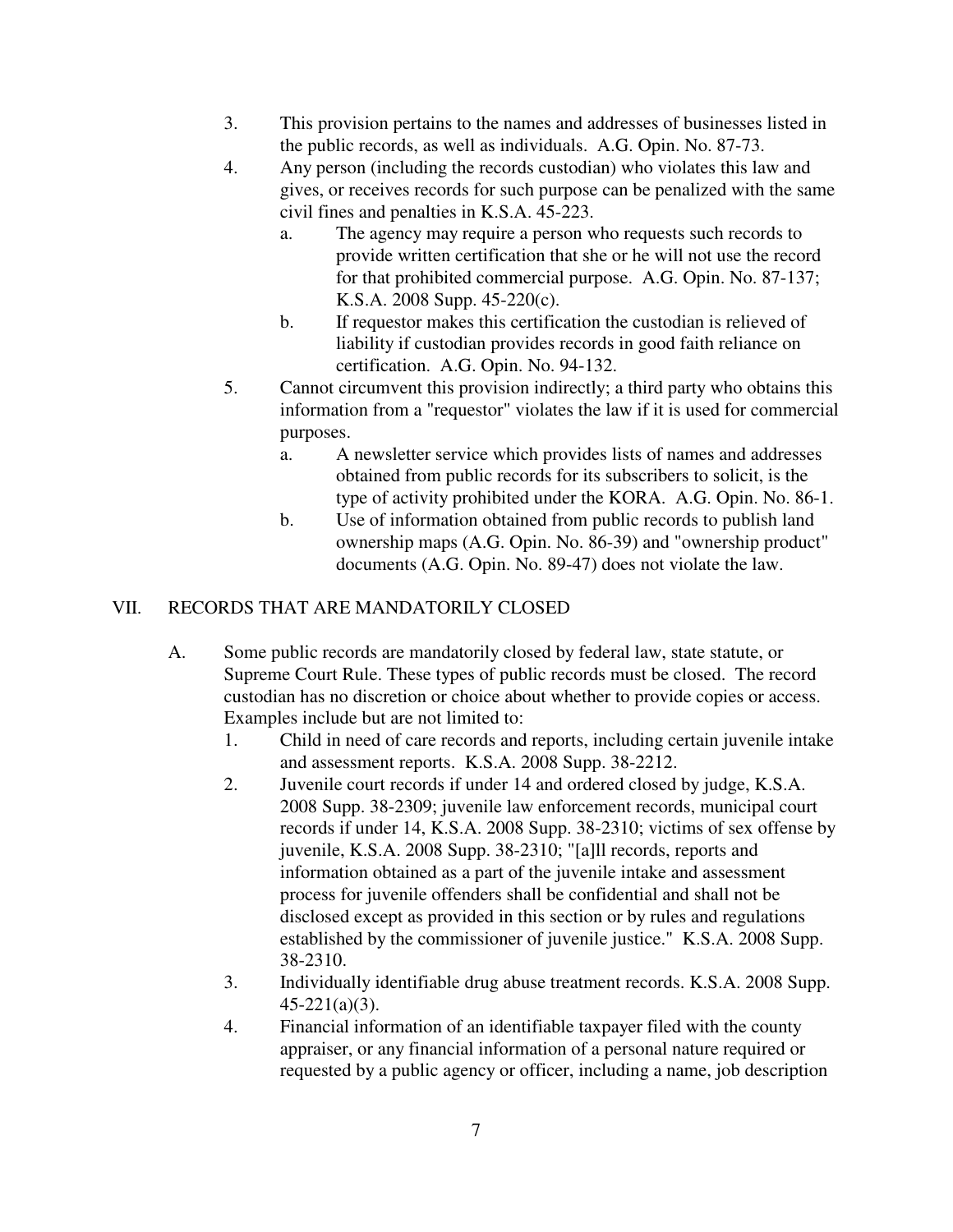3. This provision pertains to the names and addresses of businesses listed in the public records, as well as individuals. A.G. Opin. No. 87-73.
4. Any person (including the records custodian) who violates this law and gives, or receives records for such purpose can be penalized with the same civil fines and penalties in K.S.A. 45-223.
   a. The agency may require a person who requests such records to provide written certification that she or he will not use the record for that prohibited commercial purpose. A.G. Opin. No. 87-137; K.S.A. 2008 Supp. 45-220(c).
   b. If requestor makes this certification the custodian is relieved of liability if custodian provides records in good faith reliance on certification. A.G. Opin. No. 94-132.
5. Cannot circumvent this provision indirectly; a third party who obtains this information from a "requestor" violates the law if it is used for commercial purposes.
   a. A newsletter service which provides lists of names and addresses obtained from public records for its subscribers to solicit, is the type of activity prohibited under the KORA. A.G. Opin. No. 86-1.
   b. Use of information obtained from public records to publish land ownership maps (A.G. Opin. No. 86-39) and "ownership product" documents (A.G. Opin. No. 89-47) does not violate the law.

## VII. RECORDS THAT ARE MANDATORILY CLOSED

A. Some public records are mandatorily closed by federal law, state statute, or Supreme Court Rule. These types of public records must be closed. The record custodian has no discretion or choice about whether to provide copies or access. Examples include but are not limited to:
   1. Child in need of care records and reports, including certain juvenile intake and assessment reports. K.S.A. 2008 Supp. 38-2212.
   2. Juvenile court records if under 14 and ordered closed by judge, K.S.A. 2008 Supp. 38-2309; juvenile law enforcement records, municipal court records if under 14, K.S.A. 2008 Supp. 38-2310; victims of sex offense by juvenile, K.S.A. 2008 Supp. 38-2310; "[a]ll records, reports and information obtained as a part of the juvenile intake and assessment process for juvenile offenders shall be confidential and shall not be disclosed except as provided in this section or by rules and regulations established by the commissioner of juvenile justice." K.S.A. 2008 Supp. 38-2310.
   3. Individually identifiable drug abuse treatment records. K.S.A. 2008 Supp. 45-221(a)(3).
   4. Financial information of an identifiable taxpayer filed with the county appraiser, or any financial information of a personal nature required or requested by a public agency or officer, including a name, job description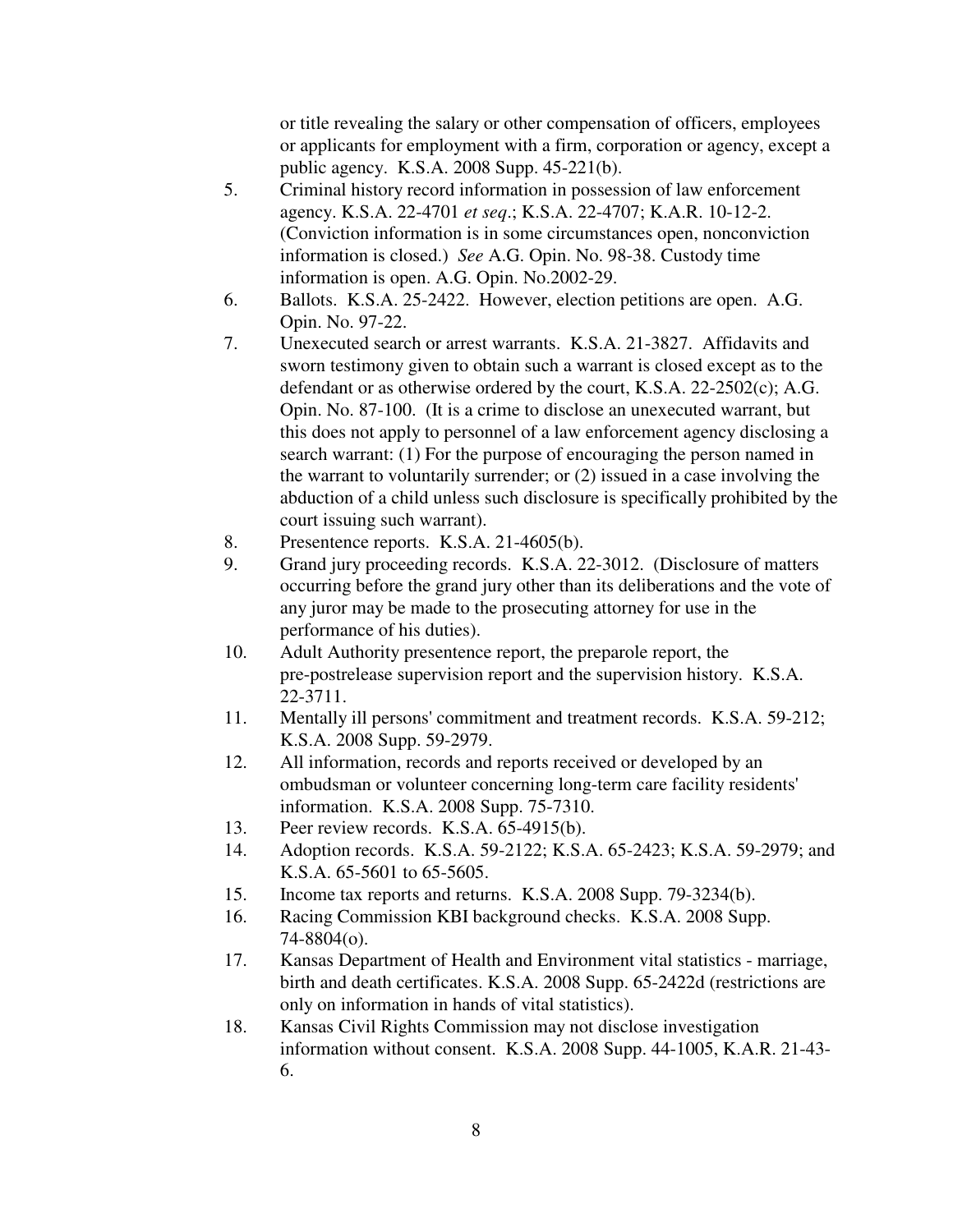or title revealing the salary or other compensation of officers, employees or applicants for employment with a firm, corporation or agency, except a public agency. K.S.A. 2008 Supp. 45-221(b).

5. Criminal history record information in possession of law enforcement agency. K.S.A. 22-4701 *et seq*.; K.S.A. 22-4707; K.A.R. 10-12-2. (Conviction information is in some circumstances open, nonconviction information is closed.) *See* A.G. Opin. No. 98-38. Custody time information is open. A.G. Opin. No.2002-29.
6. Ballots. K.S.A. 25-2422. However, election petitions are open. A.G. Opin. No. 97-22.
7. Unexecuted search or arrest warrants. K.S.A. 21-3827. Affidavits and sworn testimony given to obtain such a warrant is closed except as to the defendant or as otherwise ordered by the court, K.S.A. 22-2502(c); A.G. Opin. No. 87-100. (It is a crime to disclose an unexecuted warrant, but this does not apply to personnel of a law enforcement agency disclosing a search warrant: (1) For the purpose of encouraging the person named in the warrant to voluntarily surrender; or (2) issued in a case involving the abduction of a child unless such disclosure is specifically prohibited by the court issuing such warrant).
8. Presentence reports. K.S.A. 21-4605(b).
9. Grand jury proceeding records. K.S.A. 22-3012. (Disclosure of matters occurring before the grand jury other than its deliberations and the vote of any juror may be made to the prosecuting attorney for use in the performance of his duties).
10. Adult Authority presentence report, the preparole report, the pre-postrelease supervision report and the supervision history. K.S.A. 22-3711.
11. Mentally ill persons' commitment and treatment records. K.S.A. 59-212; K.S.A. 2008 Supp. 59-2979.
12. All information, records and reports received or developed by an ombudsman or volunteer concerning long-term care facility residents' information. K.S.A. 2008 Supp. 75-7310.
13. Peer review records. K.S.A. 65-4915(b).
14. Adoption records. K.S.A. 59-2122; K.S.A. 65-2423; K.S.A. 59-2979; and K.S.A. 65-5601 to 65-5605.
15. Income tax reports and returns. K.S.A. 2008 Supp. 79-3234(b).
16. Racing Commission KBI background checks. K.S.A. 2008 Supp. 74-8804(o).
17. Kansas Department of Health and Environment vital statistics - marriage, birth and death certificates. K.S.A. 2008 Supp. 65-2422d (restrictions are only on information in hands of vital statistics).
18. Kansas Civil Rights Commission may not disclose investigation information without consent. K.S.A. 2008 Supp. 44-1005, K.A.R. 21-43-6.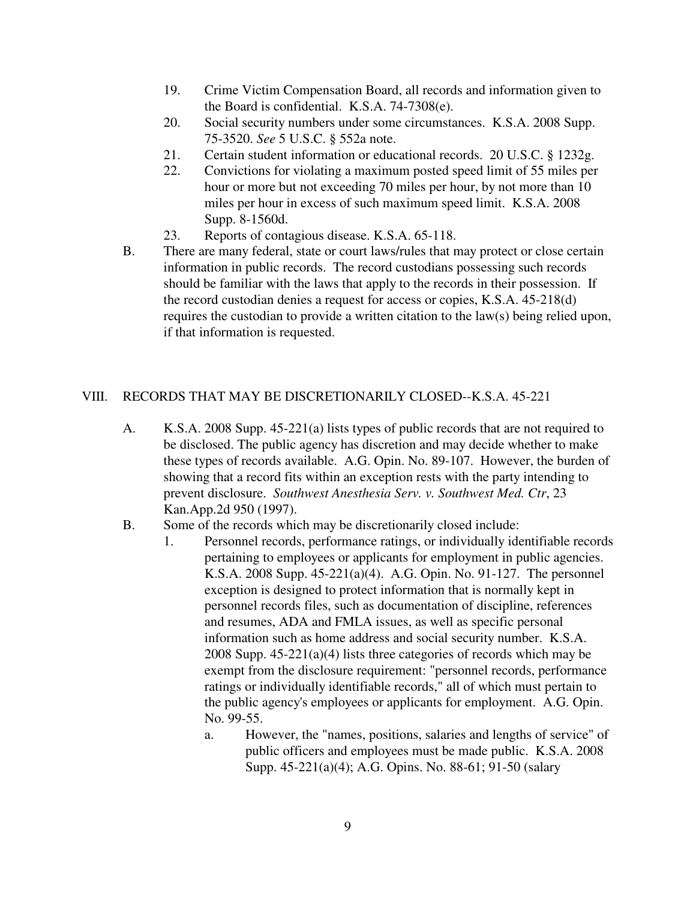19. Crime Victim Compensation Board, all records and information given to the Board is confidential. K.S.A. 74-7308(e).
20. Social security numbers under some circumstances. K.S.A. 2008 Supp. 75-3520. *See* 5 U.S.C. § 552a note.
21. Certain student information or educational records. 20 U.S.C. § 1232g.
22. Convictions for violating a maximum posted speed limit of 55 miles per hour or more but not exceeding 70 miles per hour, by not more than 10 miles per hour in excess of such maximum speed limit. K.S.A. 2008 Supp. 8-1560d.
23. Reports of contagious disease. K.S.A. 65-118.

B. There are many federal, state or court laws/rules that may protect or close certain information in public records. The record custodians possessing such records should be familiar with the laws that apply to the records in their possession. If the record custodian denies a request for access or copies, K.S.A. 45-218(d) requires the custodian to provide a written citation to the law(s) being relied upon, if that information is requested.

## VIII. RECORDS THAT MAY BE DISCRETIONARILY CLOSED--K.S.A. 45-221

A. K.S.A. 2008 Supp. 45-221(a) lists types of public records that are not required to be disclosed. The public agency has discretion and may decide whether to make these types of records available. A.G. Opin. No. 89-107. However, the burden of showing that a record fits within an exception rests with the party intending to prevent disclosure. *Southwest Anesthesia Serv. v. Southwest Med. Ctr*, 23 Kan.App.2d 950 (1997).

B. Some of the records which may be discretionarily closed include:

1. Personnel records, performance ratings, or individually identifiable records pertaining to employees or applicants for employment in public agencies. K.S.A. 2008 Supp. 45-221(a)(4). A.G. Opin. No. 91-127. The personnel exception is designed to protect information that is normally kept in personnel records files, such as documentation of discipline, references and resumes, ADA and FMLA issues, as well as specific personal information such as home address and social security number. K.S.A. 2008 Supp. 45-221(a)(4) lists three categories of records which may be exempt from the disclosure requirement: "personnel records, performance ratings or individually identifiable records," all of which must pertain to the public agency's employees or applicants for employment. A.G. Opin. No. 99-55.
   a. However, the "names, positions, salaries and lengths of service" of public officers and employees must be made public. K.S.A. 2008 Supp. 45-221(a)(4); A.G. Opins. No. 88-61; 91-50 (salary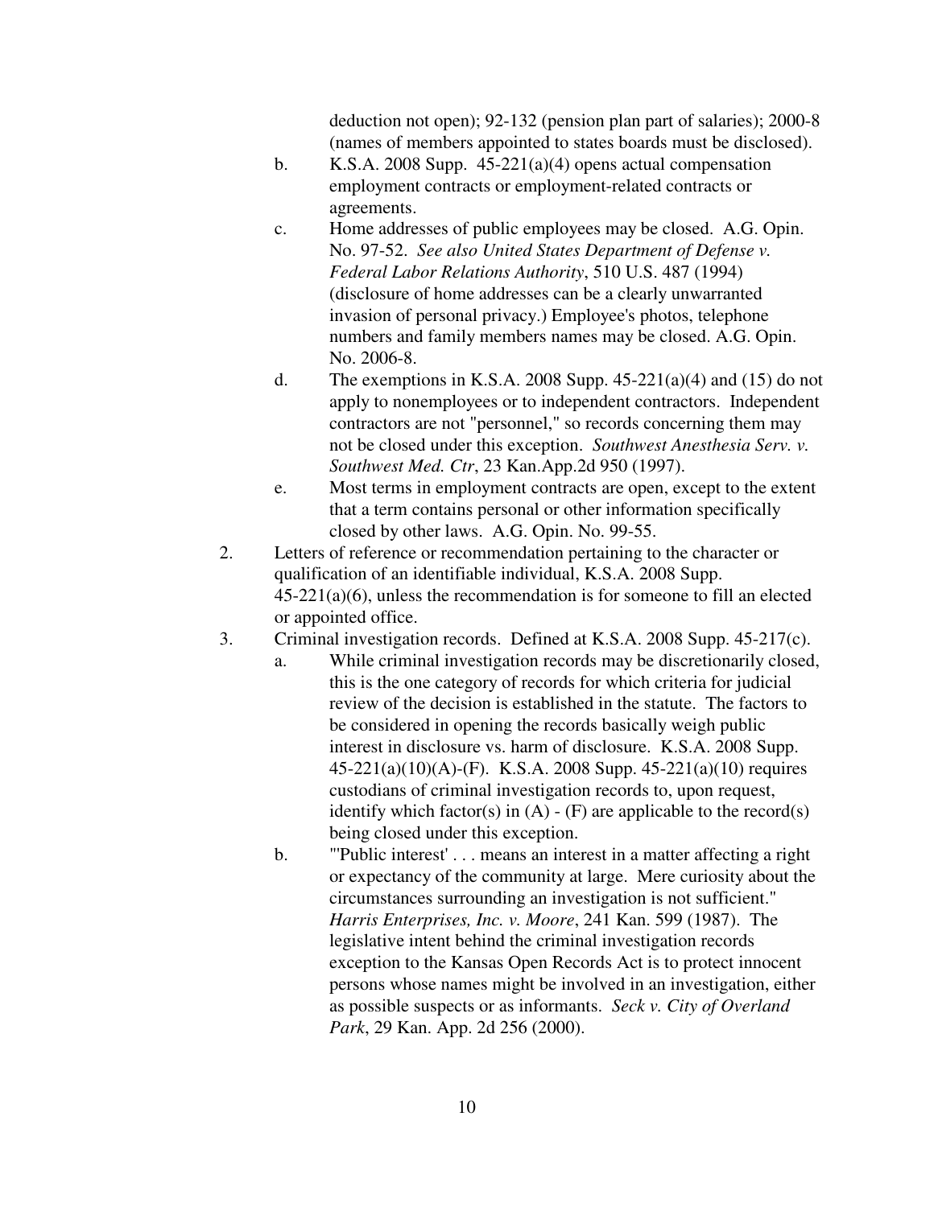deduction not open); 92-132 (pension plan part of salaries); 2000-8 (names of members appointed to states boards must be disclosed).

b. K.S.A. 2008 Supp. 45-221(a)(4) opens actual compensation employment contracts or employment-related contracts or agreements.

c. Home addresses of public employees may be closed. A.G. Opin. No. 97-52. *See also United States Department of Defense v. Federal Labor Relations Authority*, 510 U.S. 487 (1994) (disclosure of home addresses can be a clearly unwarranted invasion of personal privacy.) Employee's photos, telephone numbers and family members names may be closed. A.G. Opin. No. 2006-8.

d. The exemptions in K.S.A. 2008 Supp. 45-221(a)(4) and (15) do not apply to nonemployees or to independent contractors. Independent contractors are not "personnel," so records concerning them may not be closed under this exception. *Southwest Anesthesia Serv. v. Southwest Med. Ctr*, 23 Kan.App.2d 950 (1997).

e. Most terms in employment contracts are open, except to the extent that a term contains personal or other information specifically closed by other laws. A.G. Opin. No. 99-55.

2. Letters of reference or recommendation pertaining to the character or qualification of an identifiable individual, K.S.A. 2008 Supp. 45-221(a)(6), unless the recommendation is for someone to fill an elected or appointed office.

3. Criminal investigation records. Defined at K.S.A. 2008 Supp. 45-217(c).

   a. While criminal investigation records may be discretionarily closed, this is the one category of records for which criteria for judicial review of the decision is established in the statute. The factors to be considered in opening the records basically weigh public interest in disclosure vs. harm of disclosure. K.S.A. 2008 Supp. 45-221(a)(10)(A)-(F). K.S.A. 2008 Supp. 45-221(a)(10) requires custodians of criminal investigation records to, upon request, identify which factor(s) in (A) - (F) are applicable to the record(s) being closed under this exception.

   b. "'Public interest' . . . means an interest in a matter affecting a right or expectancy of the community at large. Mere curiosity about the circumstances surrounding an investigation is not sufficient." *Harris Enterprises, Inc. v. Moore*, 241 Kan. 599 (1987). The legislative intent behind the criminal investigation records exception to the Kansas Open Records Act is to protect innocent persons whose names might be involved in an investigation, either as possible suspects or as informants. *Seck v. City of Overland Park*, 29 Kan. App. 2d 256 (2000).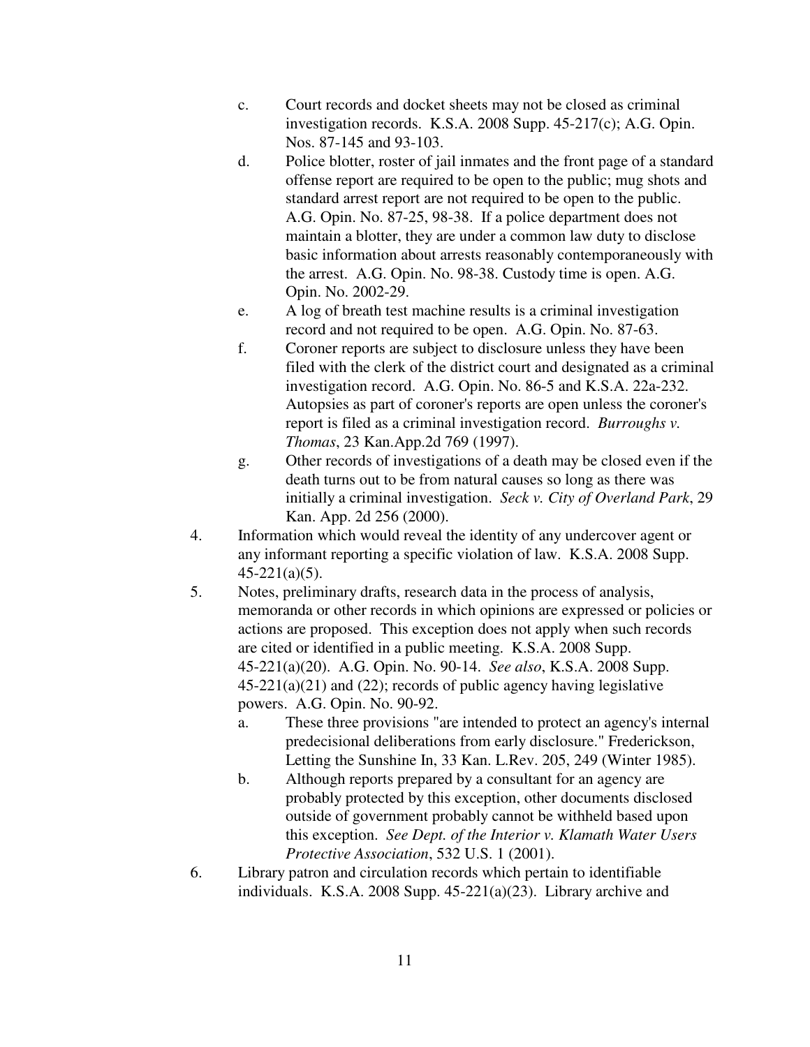c. Court records and docket sheets may not be closed as criminal investigation records. K.S.A. 2008 Supp. 45-217(c); A.G. Opin. Nos. 87-145 and 93-103.
   d. Police blotter, roster of jail inmates and the front page of a standard offense report are required to be open to the public; mug shots and standard arrest report are not required to be open to the public. A.G. Opin. No. 87-25, 98-38. If a police department does not maintain a blotter, they are under a common law duty to disclose basic information about arrests reasonably contemporaneously with the arrest. A.G. Opin. No. 98-38. Custody time is open. A.G. Opin. No. 2002-29.
   e. A log of breath test machine results is a criminal investigation record and not required to be open. A.G. Opin. No. 87-63.
   f. Coroner reports are subject to disclosure unless they have been filed with the clerk of the district court and designated as a criminal investigation record. A.G. Opin. No. 86-5 and K.S.A. 22a-232. Autopsies as part of coroner's reports are open unless the coroner's report is filed as a criminal investigation record. *Burroughs v. Thomas*, 23 Kan.App.2d 769 (1997).
   g. Other records of investigations of a death may be closed even if the death turns out to be from natural causes so long as there was initially a criminal investigation. *Seck v. City of Overland Park*, 29 Kan. App. 2d 256 (2000).

4. Information which would reveal the identity of any undercover agent or any informant reporting a specific violation of law. K.S.A. 2008 Supp. 45-221(a)(5).
5. Notes, preliminary drafts, research data in the process of analysis, memoranda or other records in which opinions are expressed or policies or actions are proposed. This exception does not apply when such records are cited or identified in a public meeting. K.S.A. 2008 Supp. 45-221(a)(20). A.G. Opin. No. 90-14. *See also*, K.S.A. 2008 Supp. 45-221(a)(21) and (22); records of public agency having legislative powers. A.G. Opin. No. 90-92.
   a. These three provisions "are intended to protect an agency's internal predecisional deliberations from early disclosure." Frederickson, Letting the Sunshine In, 33 Kan. L.Rev. 205, 249 (Winter 1985).
   b. Although reports prepared by a consultant for an agency are probably protected by this exception, other documents disclosed outside of government probably cannot be withheld based upon this exception. *See Dept. of the Interior v. Klamath Water Users Protective Association*, 532 U.S. 1 (2001).
6. Library patron and circulation records which pertain to identifiable individuals. K.S.A. 2008 Supp. 45-221(a)(23). Library archive and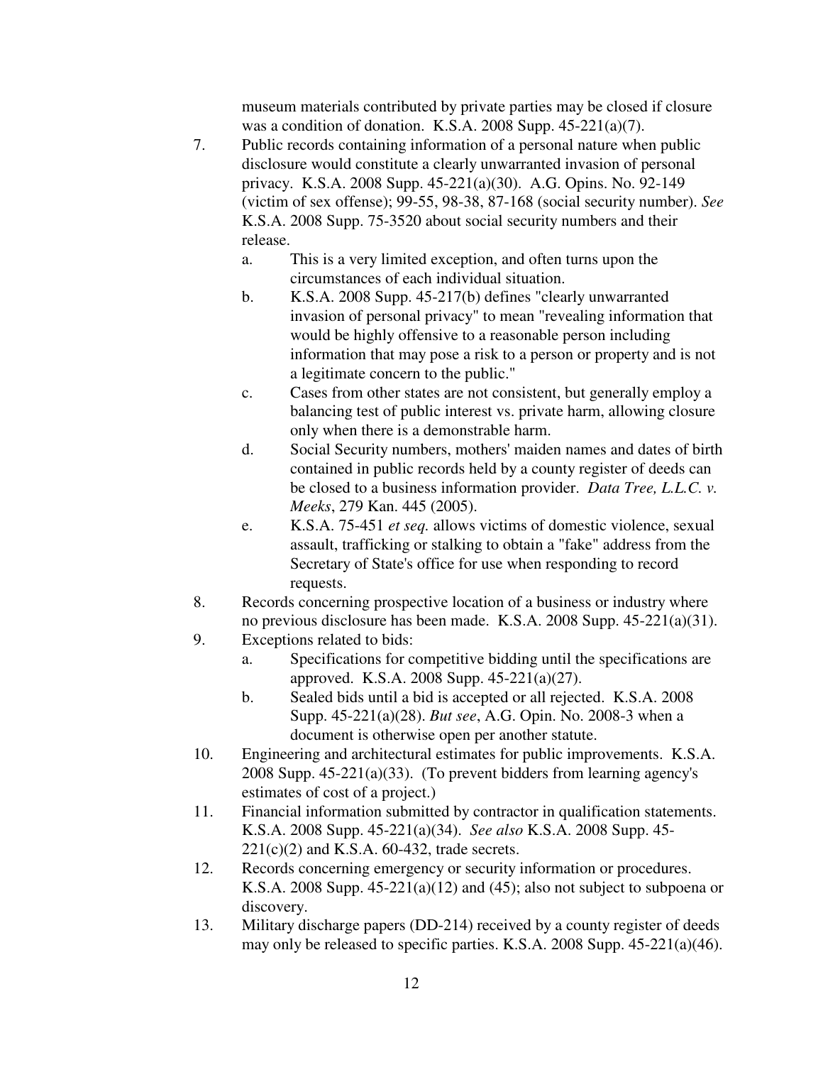museum materials contributed by private parties may be closed if closure was a condition of donation. K.S.A. 2008 Supp. 45-221(a)(7).

7. Public records containing information of a personal nature when public disclosure would constitute a clearly unwarranted invasion of personal privacy. K.S.A. 2008 Supp. 45-221(a)(30). A.G. Opins. No. 92-149 (victim of sex offense); 99-55, 98-38, 87-168 (social security number). *See* K.S.A. 2008 Supp. 75-3520 about social security numbers and their release.
   a. This is a very limited exception, and often turns upon the circumstances of each individual situation.
   b. K.S.A. 2008 Supp. 45-217(b) defines "clearly unwarranted invasion of personal privacy" to mean "revealing information that would be highly offensive to a reasonable person including information that may pose a risk to a person or property and is not a legitimate concern to the public."
   c. Cases from other states are not consistent, but generally employ a balancing test of public interest vs. private harm, allowing closure only when there is a demonstrable harm.
   d. Social Security numbers, mothers' maiden names and dates of birth contained in public records held by a county register of deeds can be closed to a business information provider. *Data Tree, L.L.C. v. Meeks*, 279 Kan. 445 (2005).
   e. K.S.A. 75-451 *et seq.* allows victims of domestic violence, sexual assault, trafficking or stalking to obtain a "fake" address from the Secretary of State's office for use when responding to record requests.
8. Records concerning prospective location of a business or industry where no previous disclosure has been made. K.S.A. 2008 Supp. 45-221(a)(31).
9. Exceptions related to bids:
   a. Specifications for competitive bidding until the specifications are approved. K.S.A. 2008 Supp. 45-221(a)(27).
   b. Sealed bids until a bid is accepted or all rejected. K.S.A. 2008 Supp. 45-221(a)(28). *But see*, A.G. Opin. No. 2008-3 when a document is otherwise open per another statute.
10. Engineering and architectural estimates for public improvements. K.S.A. 2008 Supp. 45-221(a)(33). (To prevent bidders from learning agency's estimates of cost of a project.)
11. Financial information submitted by contractor in qualification statements. K.S.A. 2008 Supp. 45-221(a)(34). *See also* K.S.A. 2008 Supp. 45-221(c)(2) and K.S.A. 60-432, trade secrets.
12. Records concerning emergency or security information or procedures. K.S.A. 2008 Supp. 45-221(a)(12) and (45); also not subject to subpoena or discovery.
13. Military discharge papers (DD-214) received by a county register of deeds may only be released to specific parties. K.S.A. 2008 Supp. 45-221(a)(46).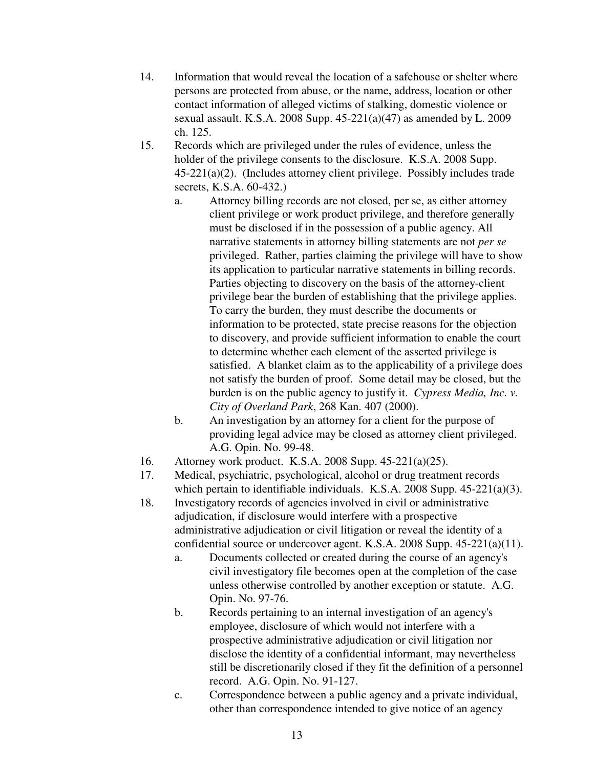14. Information that would reveal the location of a safehouse or shelter where persons are protected from abuse, or the name, address, location or other contact information of alleged victims of stalking, domestic violence or sexual assault. K.S.A. 2008 Supp. 45-221(a)(47) as amended by L. 2009 ch. 125.

15. Records which are privileged under the rules of evidence, unless the holder of the privilege consents to the disclosure. K.S.A. 2008 Supp. 45-221(a)(2). (Includes attorney client privilege. Possibly includes trade secrets, K.S.A. 60-432.)

    a. Attorney billing records are not closed, per se, as either attorney client privilege or work product privilege, and therefore generally must be disclosed if in the possession of a public agency. All narrative statements in attorney billing statements are not *per se* privileged. Rather, parties claiming the privilege will have to show its application to particular narrative statements in billing records. Parties objecting to discovery on the basis of the attorney-client privilege bear the burden of establishing that the privilege applies. To carry the burden, they must describe the documents or information to be protected, state precise reasons for the objection to discovery, and provide sufficient information to enable the court to determine whether each element of the asserted privilege is satisfied. A blanket claim as to the applicability of a privilege does not satisfy the burden of proof. Some detail may be closed, but the burden is on the public agency to justify it. *Cypress Media, Inc. v. City of Overland Park*, 268 Kan. 407 (2000).

    b. An investigation by an attorney for a client for the purpose of providing legal advice may be closed as attorney client privileged. A.G. Opin. No. 99-48.

16. Attorney work product. K.S.A. 2008 Supp. 45-221(a)(25).

17. Medical, psychiatric, psychological, alcohol or drug treatment records which pertain to identifiable individuals. K.S.A. 2008 Supp. 45-221(a)(3).

18. Investigatory records of agencies involved in civil or administrative adjudication, if disclosure would interfere with a prospective administrative adjudication or civil litigation or reveal the identity of a confidential source or undercover agent. K.S.A. 2008 Supp. 45-221(a)(11).

    a. Documents collected or created during the course of an agency's civil investigatory file becomes open at the completion of the case unless otherwise controlled by another exception or statute. A.G. Opin. No. 97-76.

    b. Records pertaining to an internal investigation of an agency's employee, disclosure of which would not interfere with a prospective administrative adjudication or civil litigation nor disclose the identity of a confidential informant, may nevertheless still be discretionarily closed if they fit the definition of a personnel record. A.G. Opin. No. 91-127.

    c. Correspondence between a public agency and a private individual, other than correspondence intended to give notice of an agency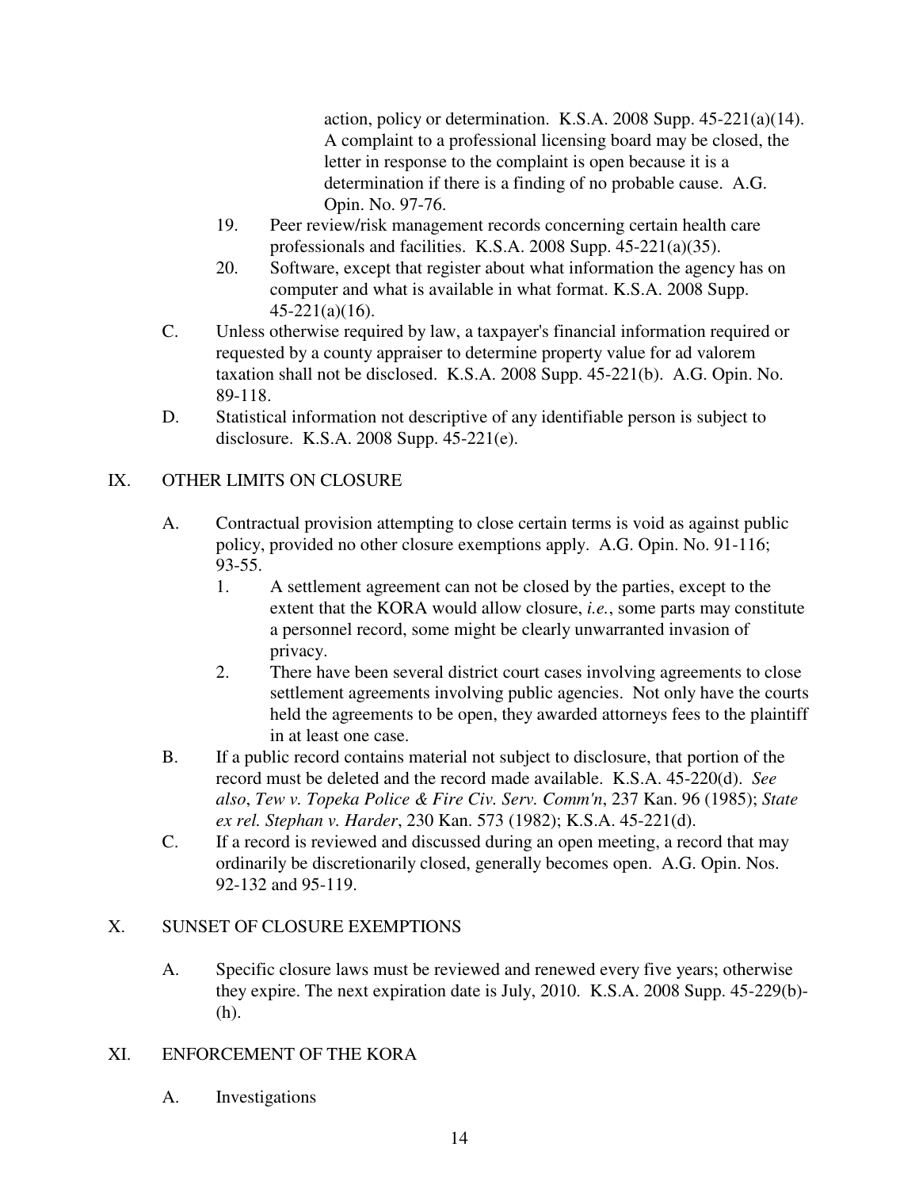action, policy or determination. K.S.A. 2008 Supp. 45-221(a)(14). A complaint to a professional licensing board may be closed, the letter in response to the complaint is open because it is a determination if there is a finding of no probable cause. A.G. Opin. No. 97-76.

19. Peer review/risk management records concerning certain health care professionals and facilities. K.S.A. 2008 Supp. 45-221(a)(35).
20. Software, except that register about what information the agency has on computer and what is available in what format. K.S.A. 2008 Supp. 45-221(a)(16).

C. Unless otherwise required by law, a taxpayer's financial information required or requested by a county appraiser to determine property value for ad valorem taxation shall not be disclosed. K.S.A. 2008 Supp. 45-221(b). A.G. Opin. No. 89-118.

D. Statistical information not descriptive of any identifiable person is subject to disclosure. K.S.A. 2008 Supp. 45-221(e).

## IX. OTHER LIMITS ON CLOSURE

A. Contractual provision attempting to close certain terms is void as against public policy, provided no other closure exemptions apply. A.G. Opin. No. 91-116; 93-55.

1. A settlement agreement can not be closed by the parties, except to the extent that the KORA would allow closure, *i.e.*, some parts may constitute a personnel record, some might be clearly unwarranted invasion of privacy.
2. There have been several district court cases involving agreements to close settlement agreements involving public agencies. Not only have the courts held the agreements to be open, they awarded attorneys fees to the plaintiff in at least one case.

B. If a public record contains material not subject to disclosure, that portion of the record must be deleted and the record made available. K.S.A. 45-220(d). *See also*, *Tew v. Topeka Police & Fire Civ. Serv. Comm'n*, 237 Kan. 96 (1985); *State ex rel. Stephan v. Harder*, 230 Kan. 573 (1982); K.S.A. 45-221(d).

C. If a record is reviewed and discussed during an open meeting, a record that may ordinarily be discretionarily closed, generally becomes open. A.G. Opin. Nos. 92-132 and 95-119.

## X. SUNSET OF CLOSURE EXEMPTIONS

A. Specific closure laws must be reviewed and renewed every five years; otherwise they expire. The next expiration date is July, 2010. K.S.A. 2008 Supp. 45-229(b)-(h).

## XI. ENFORCEMENT OF THE KORA

A. Investigations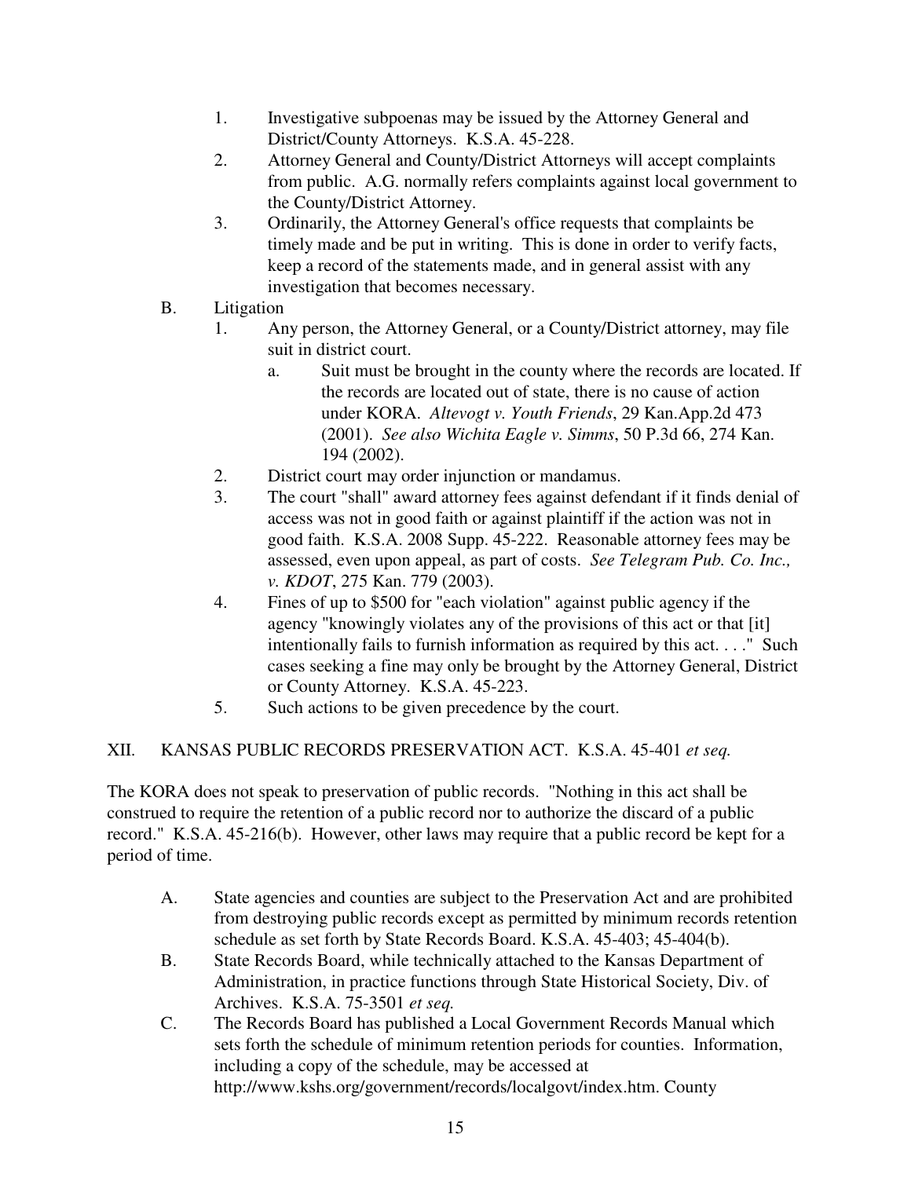1. Investigative subpoenas may be issued by the Attorney General and District/County Attorneys. K.S.A. 45-228.
2. Attorney General and County/District Attorneys will accept complaints from public. A.G. normally refers complaints against local government to the County/District Attorney.
3. Ordinarily, the Attorney General's office requests that complaints be timely made and be put in writing. This is done in order to verify facts, keep a record of the statements made, and in general assist with any investigation that becomes necessary.

B. Litigation

1. Any person, the Attorney General, or a County/District attorney, may file suit in district court.
   a. Suit must be brought in the county where the records are located. If the records are located out of state, there is no cause of action under KORA. *Altevogt v. Youth Friends*, 29 Kan.App.2d 473 (2001). *See also Wichita Eagle v. Simms*, 50 P.3d 66, 274 Kan. 194 (2002).
2. District court may order injunction or mandamus.
3. The court "shall" award attorney fees against defendant if it finds denial of access was not in good faith or against plaintiff if the action was not in good faith. K.S.A. 2008 Supp. 45-222. Reasonable attorney fees may be assessed, even upon appeal, as part of costs. *See Telegram Pub. Co. Inc., v. KDOT*, 275 Kan. 779 (2003).
4. Fines of up to $500 for "each violation" against public agency if the agency "knowingly violates any of the provisions of this act or that [it] intentionally fails to furnish information as required by this act. . . ." Such cases seeking a fine may only be brought by the Attorney General, District or County Attorney. K.S.A. 45-223.
5. Such actions to be given precedence by the court.

## XII. KANSAS PUBLIC RECORDS PRESERVATION ACT. K.S.A. 45-401 *et seq.*

The KORA does not speak to preservation of public records. "Nothing in this act shall be construed to require the retention of a public record nor to authorize the discard of a public record." K.S.A. 45-216(b). However, other laws may require that a public record be kept for a period of time.

A. State agencies and counties are subject to the Preservation Act and are prohibited from destroying public records except as permitted by minimum records retention schedule as set forth by State Records Board. K.S.A. 45-403; 45-404(b).

B. State Records Board, while technically attached to the Kansas Department of Administration, in practice functions through State Historical Society, Div. of Archives. K.S.A. 75-3501 *et seq.*

C. The Records Board has published a Local Government Records Manual which sets forth the schedule of minimum retention periods for counties. Information, including a copy of the schedule, may be accessed at http://www.kshs.org/government/records/localgovt/index.htm. County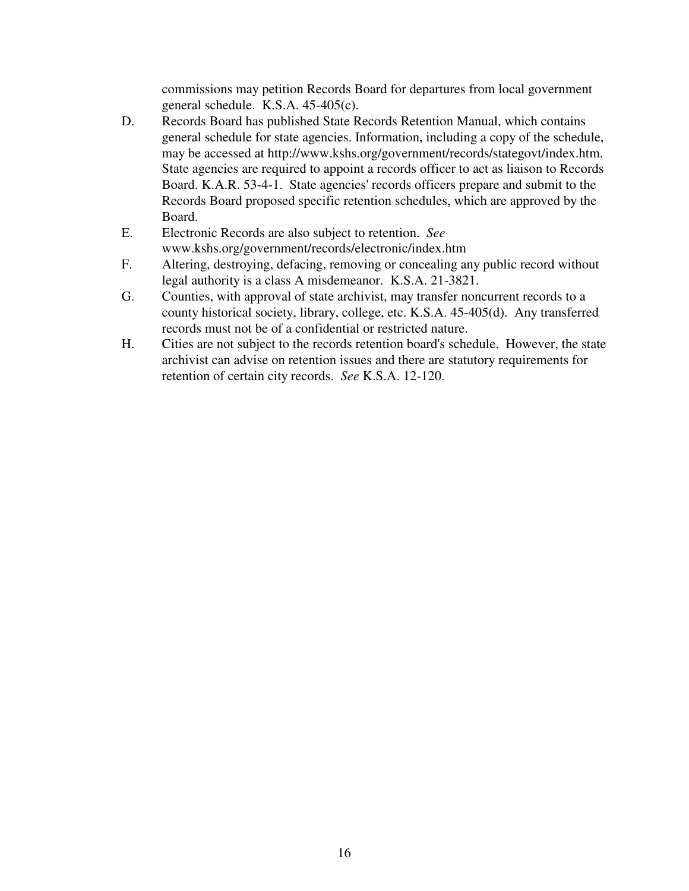commissions may petition Records Board for departures from local government general schedule. K.S.A. 45-405(c).

D. Records Board has published State Records Retention Manual, which contains general schedule for state agencies. Information, including a copy of the schedule, may be accessed at http://www.kshs.org/government/records/stategovt/index.htm. State agencies are required to appoint a records officer to act as liaison to Records Board. K.A.R. 53-4-1. State agencies' records officers prepare and submit to the Records Board proposed specific retention schedules, which are approved by the Board.

E. Electronic Records are also subject to retention. *See* www.kshs.org/government/records/electronic/index.htm

F. Altering, destroying, defacing, removing or concealing any public record without legal authority is a class A misdemeanor. K.S.A. 21-3821.

G. Counties, with approval of state archivist, may transfer noncurrent records to a county historical society, library, college, etc. K.S.A. 45-405(d). Any transferred records must not be of a confidential or restricted nature.

H. Cities are not subject to the records retention board's schedule. However, the state archivist can advise on retention issues and there are statutory requirements for retention of certain city records. *See* K.S.A. 12-120.